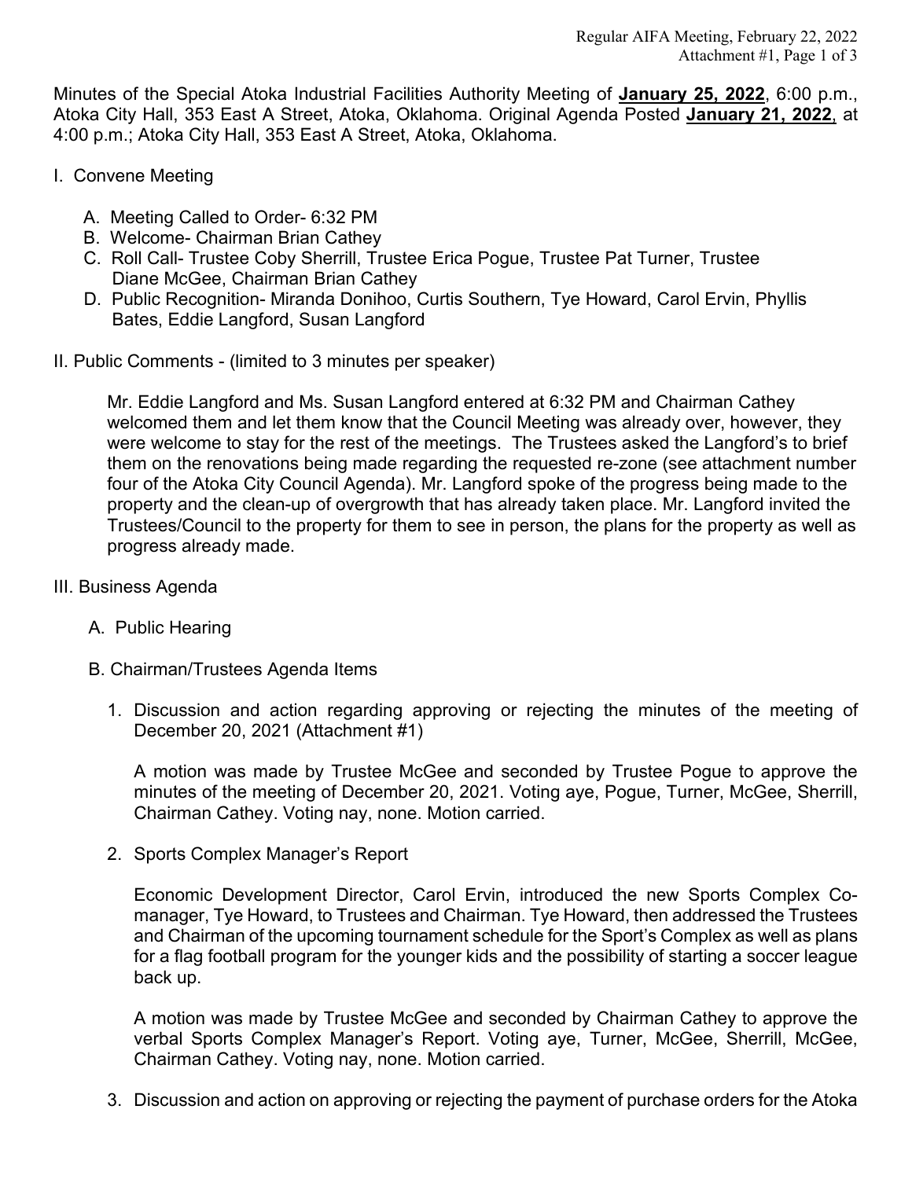Minutes of the Special Atoka Industrial Facilities Authority Meeting of **January 25, 2022**, 6:00 p.m., Atoka City Hall, 353 East A Street, Atoka, Oklahoma. Original Agenda Posted **January 21, 2022**, at 4:00 p.m.; Atoka City Hall, 353 East A Street, Atoka, Oklahoma.

I. Convene Meeting

A. Meeting Called to Order- 6:32 PM
B. Welcome- Chairman Brian Cathey
C. Roll Call- Trustee Coby Sherrill, Trustee Erica Pogue, Trustee Pat Turner, Trustee Diane McGee, Chairman Brian Cathey
D. Public Recognition- Miranda Donihoo, Curtis Southern, Tye Howard, Carol Ervin, Phyllis Bates, Eddie Langford, Susan Langford

II. Public Comments - (limited to 3 minutes per speaker)

Mr. Eddie Langford and Ms. Susan Langford entered at 6:32 PM and Chairman Cathey welcomed them and let them know that the Council Meeting was already over, however, they were welcome to stay for the rest of the meetings. The Trustees asked the Langford's to brief them on the renovations being made regarding the requested re-zone (see attachment number four of the Atoka City Council Agenda). Mr. Langford spoke of the progress being made to the property and the clean-up of overgrowth that has already taken place. Mr. Langford invited the Trustees/Council to the property for them to see in person, the plans for the property as well as progress already made.

III. Business Agenda

A. Public Hearing

B. Chairman/Trustees Agenda Items

1. Discussion and action regarding approving or rejecting the minutes of the meeting of December 20, 2021 (Attachment #1)

   A motion was made by Trustee McGee and seconded by Trustee Pogue to approve the minutes of the meeting of December 20, 2021. Voting aye, Pogue, Turner, McGee, Sherrill, Chairman Cathey. Voting nay, none. Motion carried.

2. Sports Complex Manager's Report

   Economic Development Director, Carol Ervin, introduced the new Sports Complex Co-manager, Tye Howard, to Trustees and Chairman. Tye Howard, then addressed the Trustees and Chairman of the upcoming tournament schedule for the Sport's Complex as well as plans for a flag football program for the younger kids and the possibility of starting a soccer league back up.

   A motion was made by Trustee McGee and seconded by Chairman Cathey to approve the verbal Sports Complex Manager's Report. Voting aye, Turner, McGee, Sherrill, McGee, Chairman Cathey. Voting nay, none. Motion carried.

3. Discussion and action on approving or rejecting the payment of purchase orders for the Atoka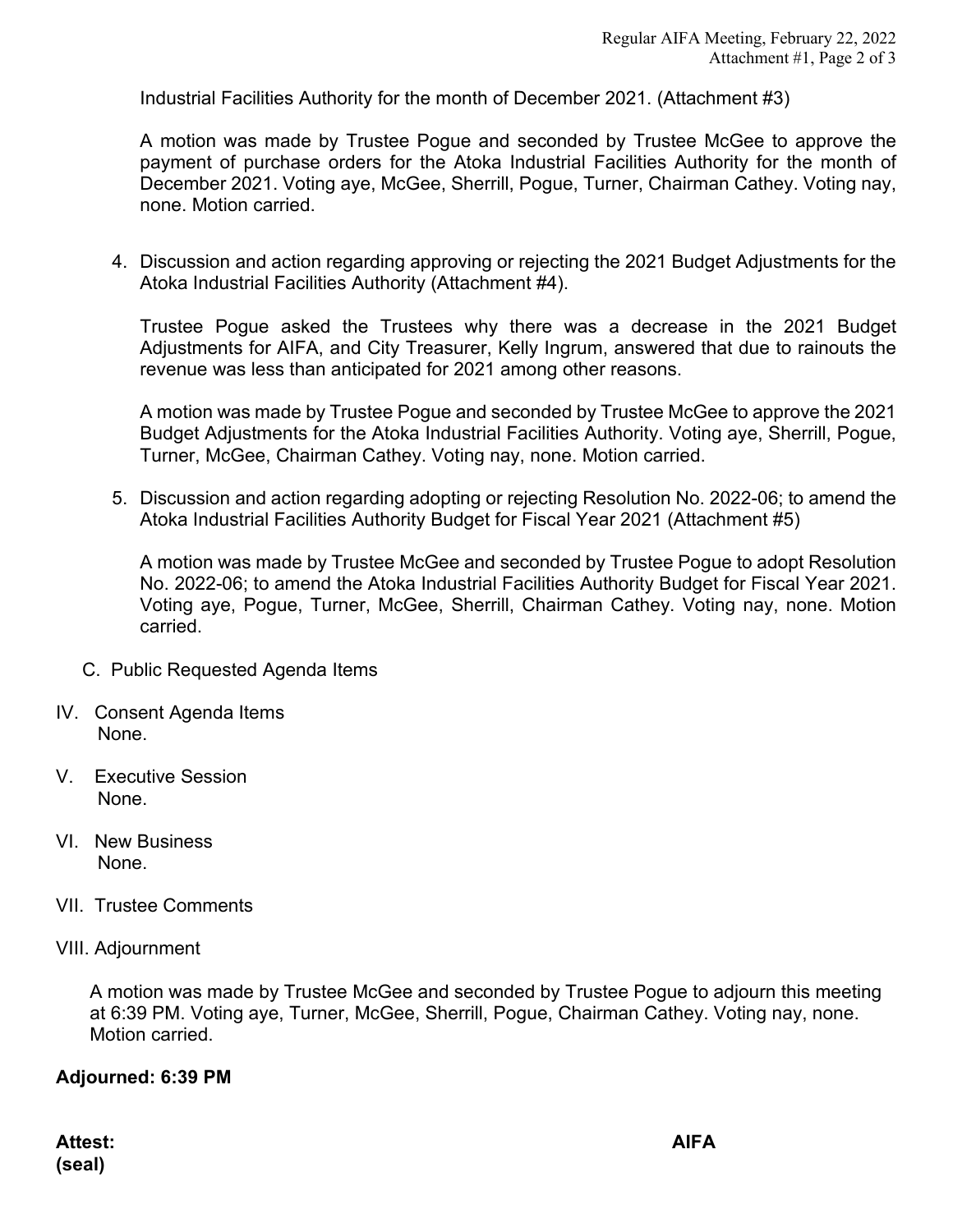Industrial Facilities Authority for the month of December 2021. (Attachment #3)

A motion was made by Trustee Pogue and seconded by Trustee McGee to approve the payment of purchase orders for the Atoka Industrial Facilities Authority for the month of December 2021. Voting aye, McGee, Sherrill, Pogue, Turner, Chairman Cathey. Voting nay, none. Motion carried.

4. Discussion and action regarding approving or rejecting the 2021 Budget Adjustments for the Atoka Industrial Facilities Authority (Attachment #4).

   Trustee Pogue asked the Trustees why there was a decrease in the 2021 Budget Adjustments for AIFA, and City Treasurer, Kelly Ingrum, answered that due to rainouts the revenue was less than anticipated for 2021 among other reasons.

   A motion was made by Trustee Pogue and seconded by Trustee McGee to approve the 2021 Budget Adjustments for the Atoka Industrial Facilities Authority. Voting aye, Sherrill, Pogue, Turner, McGee, Chairman Cathey. Voting nay, none. Motion carried.

5. Discussion and action regarding adopting or rejecting Resolution No. 2022-06; to amend the Atoka Industrial Facilities Authority Budget for Fiscal Year 2021 (Attachment #5)

   A motion was made by Trustee McGee and seconded by Trustee Pogue to adopt Resolution No. 2022-06; to amend the Atoka Industrial Facilities Authority Budget for Fiscal Year 2021. Voting aye, Pogue, Turner, McGee, Sherrill, Chairman Cathey. Voting nay, none. Motion carried.

C. Public Requested Agenda Items

IV. Consent Agenda Items
None.

V. Executive Session
None.

VI. New Business
None.

VII. Trustee Comments

VIII. Adjournment

A motion was made by Trustee McGee and seconded by Trustee Pogue to adjourn this meeting at 6:39 PM. Voting aye, Turner, McGee, Sherrill, Pogue, Chairman Cathey. Voting nay, none. Motion carried.

**Adjourned: 6:39 PM**

**Attest:** **AIFA**

**(seal)**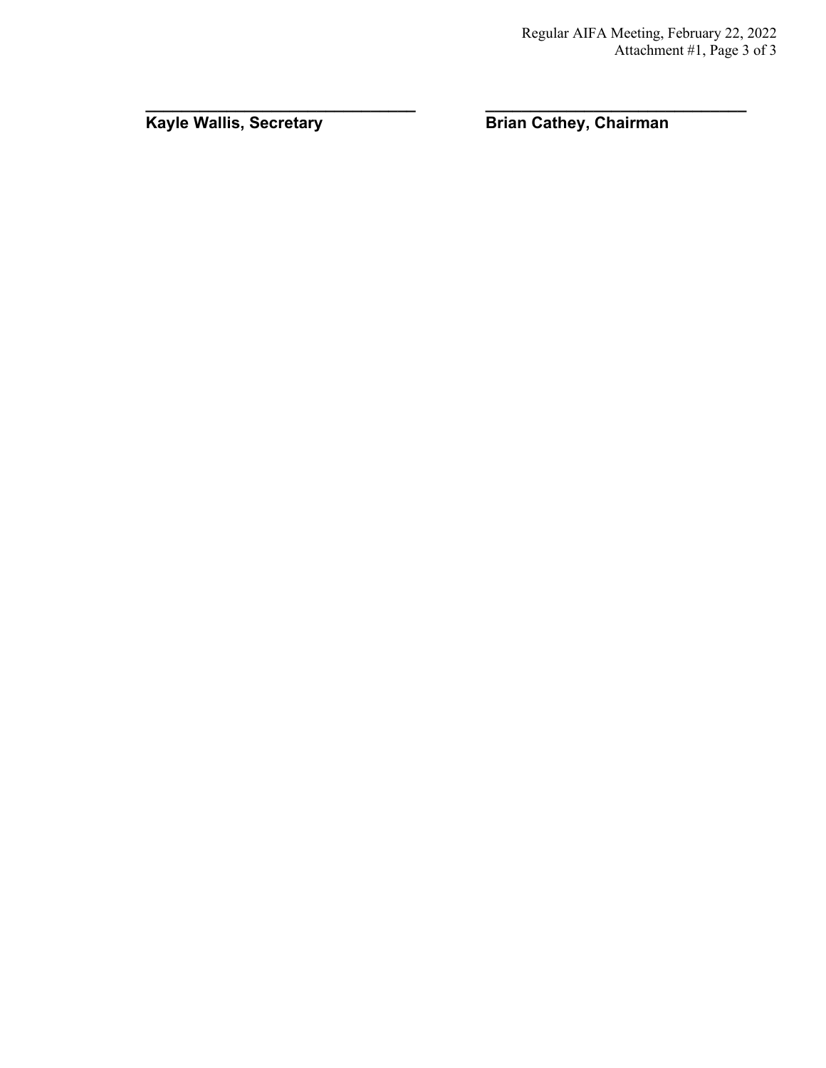\_\_\_\_\_\_\_\_\_\_\_\_\_\_\_\_\_\_\_\_\_\_\_\_\_\_\_\_\_\_\_\_
**Kayle Wallis, Secretary**

\_\_\_\_\_\_\_\_\_\_\_\_\_\_\_\_\_\_\_\_\_\_\_\_\_\_\_\_\_\_\_\_
**Brian Cathey, Chairman**